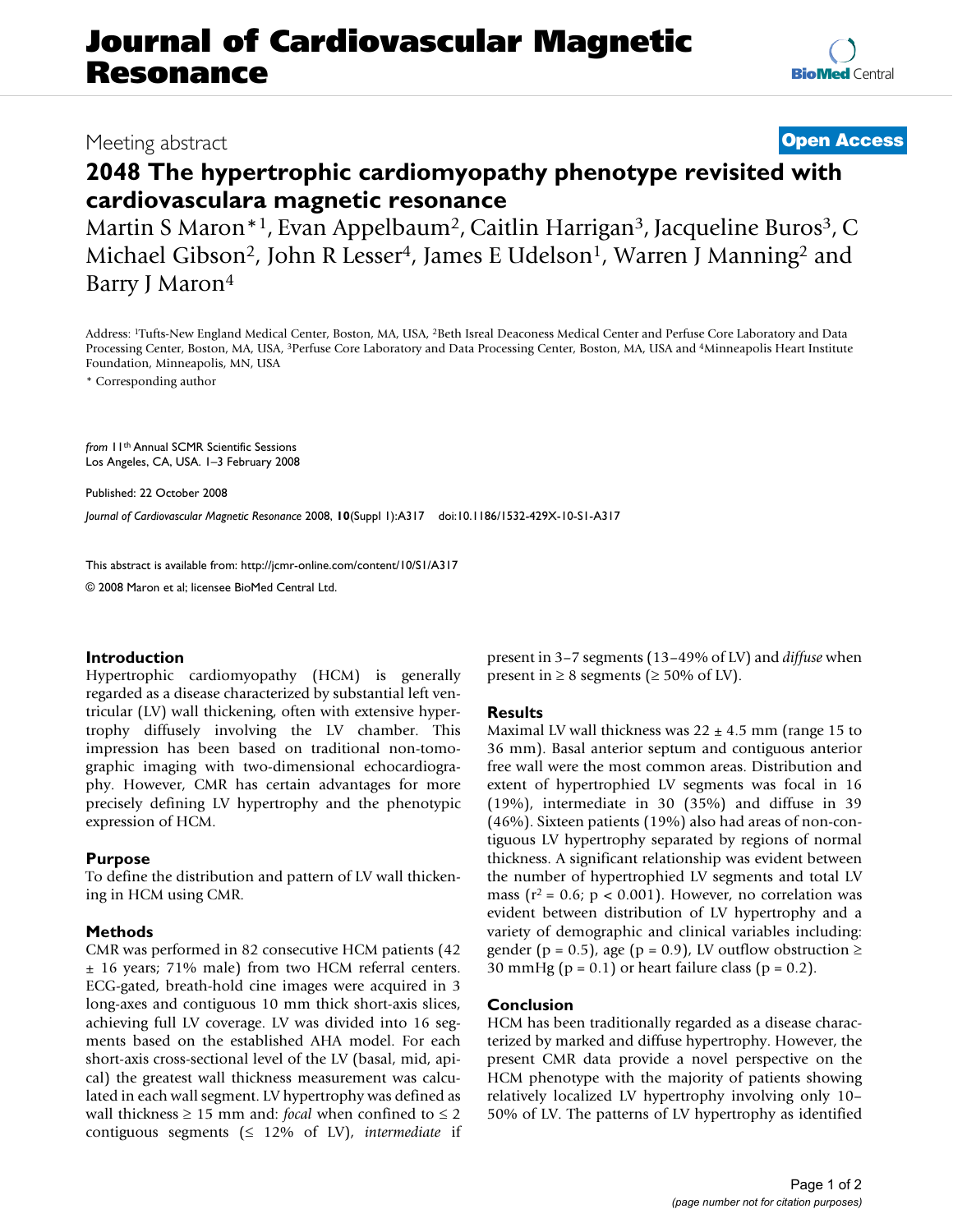# Journal of Cardiovascular Magnetic Resonance

Meeting abstract **Open Access**

# 2048 The hypertrophic cardiomyopathy phenotype revisited with cardiovasculara magnetic resonance

Martin S Maron*[1], Evan Appelbaum[2], Caitlin Harrigan[3], Jacqueline Buros[3], C Michael Gibson[2], John R Lesser[4], James E Udelson[1], Warren J Manning[2] and Barry J Maron[4]

Address: [1]Tufts-New England Medical Center, Boston, MA, USA, [2]Beth Isreal Deaconess Medical Center and Perfuse Core Laboratory and Data Processing Center, Boston, MA, USA, [3]Perfuse Core Laboratory and Data Processing Center, Boston, MA, USA and [4]Minneapolis Heart Institute Foundation, Minneapolis, MN, USA

* Corresponding author

*from* 11th Annual SCMR Scientific Sessions
Los Angeles, CA, USA. 1–3 February 2008

Published: 22 October 2008

*Journal of Cardiovascular Magnetic Resonance* 2008, **10**(Suppl 1):A317 doi:10.1186/1532-429X-10-S1-A317

This abstract is available from: http://jcmr-online.com/content/10/S1/A317

© 2008 Maron et al; licensee BioMed Central Ltd.

## Introduction

Hypertrophic cardiomyopathy (HCM) is generally regarded as a disease characterized by substantial left ventricular (LV) wall thickening, often with extensive hypertrophy diffusely involving the LV chamber. This impression has been based on traditional non-tomographic imaging with two-dimensional echocardiography. However, CMR has certain advantages for more precisely defining LV hypertrophy and the phenotypic expression of HCM.

## Purpose

To define the distribution and pattern of LV wall thickening in HCM using CMR.

## Methods

CMR was performed in 82 consecutive HCM patients (42 ± 16 years; 71% male) from two HCM referral centers. ECG-gated, breath-hold cine images were acquired in 3 long-axes and contiguous 10 mm thick short-axis slices, achieving full LV coverage. LV was divided into 16 segments based on the established AHA model. For each short-axis cross-sectional level of the LV (basal, mid, apical) the greatest wall thickness measurement was calculated in each wall segment. LV hypertrophy was defined as wall thickness ≥ 15 mm and: *focal* when confined to ≤ 2 contiguous segments (≤ 12% of LV), *intermediate* if present in 3–7 segments (13–49% of LV) and *diffuse* when present in ≥ 8 segments (≥ 50% of LV).

## Results

Maximal LV wall thickness was 22 ± 4.5 mm (range 15 to 36 mm). Basal anterior septum and contiguous anterior free wall were the most common areas. Distribution and extent of hypertrophied LV segments was focal in 16 (19%), intermediate in 30 (35%) and diffuse in 39 (46%). Sixteen patients (19%) also had areas of non-contiguous LV hypertrophy separated by regions of normal thickness. A significant relationship was evident between the number of hypertrophied LV segments and total LV mass ($r^2 = 0.6$; $p < 0.001$). However, no correlation was evident between distribution of LV hypertrophy and a variety of demographic and clinical variables including: gender ($p = 0.5$), age ($p = 0.9$), LV outflow obstruction ≥ 30 mmHg ($p = 0.1$) or heart failure class ($p = 0.2$).

## Conclusion

HCM has been traditionally regarded as a disease characterized by marked and diffuse hypertrophy. However, the present CMR data provide a novel perspective on the HCM phenotype with the majority of patients showing relatively localized LV hypertrophy involving only 10–50% of LV. The patterns of LV hypertrophy as identified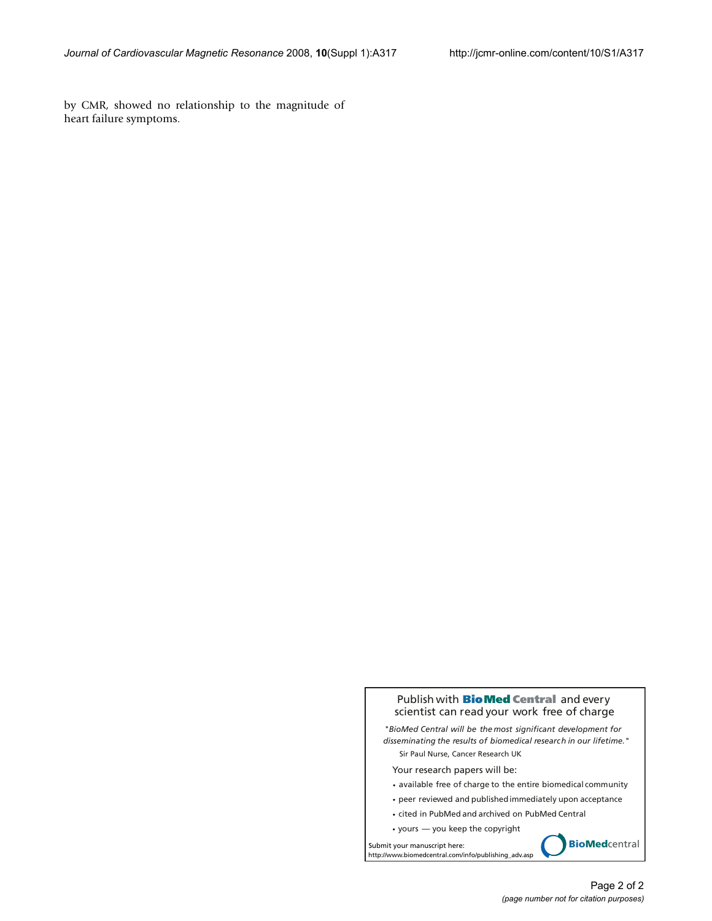by CMR, showed no relationship to the magnitude of heart failure symptoms.

Publish with **BioMed Central** and every scientist can read your work free of charge

"*BioMed Central will be the most significant development for disseminating the results of biomedical research in our lifetime.*"

Sir Paul Nurse, Cancer Research UK

Your research papers will be:

- available free of charge to the entire biomedical community
- peer reviewed and published immediately upon acceptance
- cited in PubMed and archived on PubMed Central
- yours — you keep the copyright

Submit your manuscript here:
http://www.biomedcentral.com/info/publishing_adv.asp

**BioMed**central